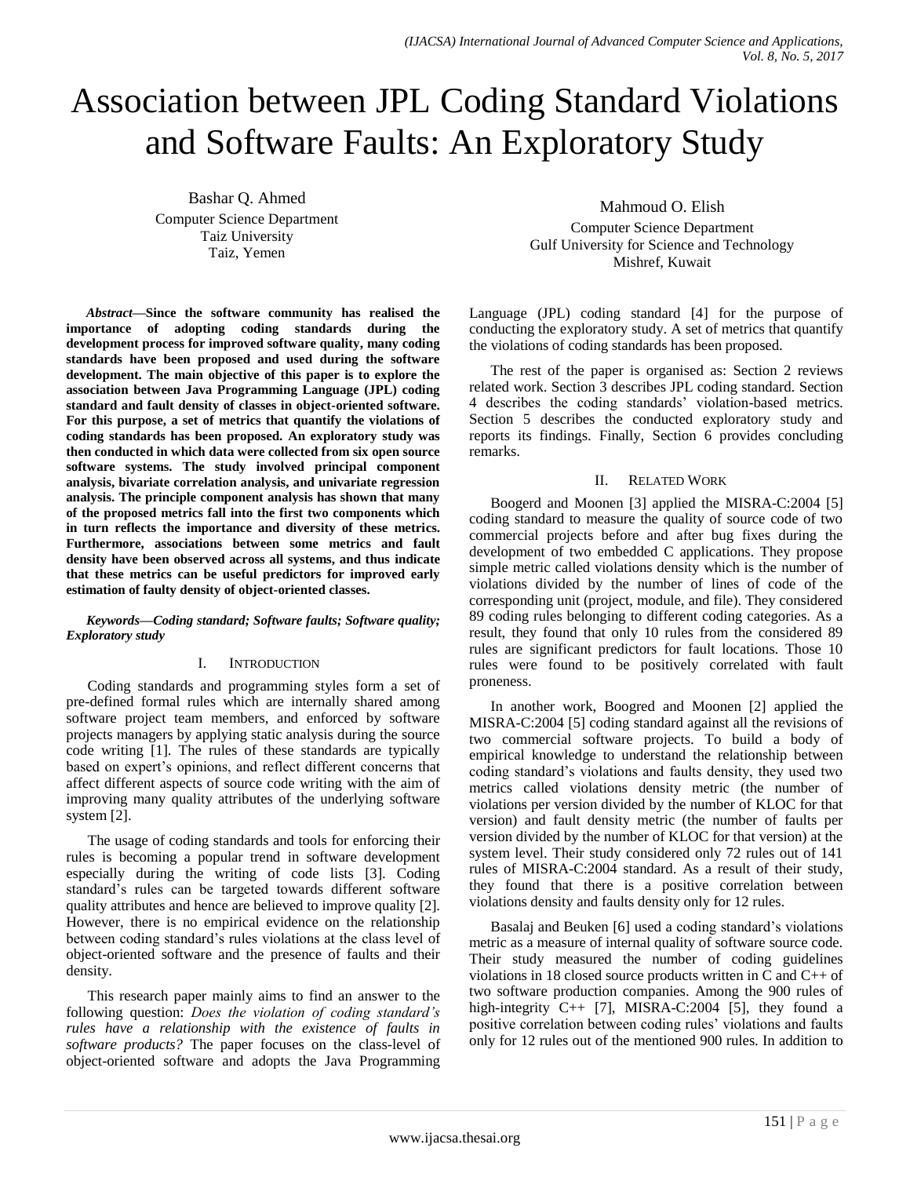# Association between JPL Coding Standard Violations and Software Faults: An Exploratory Study

Bashar Q. Ahmed
Computer Science Department
Taiz University
Taiz, Yemen

Mahmoud O. Elish
Computer Science Department
Gulf University for Science and Technology
Mishref, Kuwait

***Abstract*—Since the software community has realised the importance of adopting coding standards during the development process for improved software quality, many coding standards have been proposed and used during the software development. The main objective of this paper is to explore the association between Java Programming Language (JPL) coding standard and fault density of classes in object-oriented software. For this purpose, a set of metrics that quantify the violations of coding standards has been proposed. An exploratory study was then conducted in which data were collected from six open source software systems. The study involved principal component analysis, bivariate correlation analysis, and univariate regression analysis. The principle component analysis has shown that many of the proposed metrics fall into the first two components which in turn reflects the importance and diversity of these metrics. Furthermore, associations between some metrics and fault density have been observed across all systems, and thus indicate that these metrics can be useful predictors for improved early estimation of faulty density of object-oriented classes.**

***Keywords*—*Coding standard; Software faults; Software quality; Exploratory study***

## I. Introduction

Coding standards and programming styles form a set of pre-defined formal rules which are internally shared among software project team members, and enforced by software projects managers by applying static analysis during the source code writing [1]. The rules of these standards are typically based on expert's opinions, and reflect different concerns that affect different aspects of source code writing with the aim of improving many quality attributes of the underlying software system [2].

The usage of coding standards and tools for enforcing their rules is becoming a popular trend in software development especially during the writing of code lists [3]. Coding standard's rules can be targeted towards different software quality attributes and hence are believed to improve quality [2]. However, there is no empirical evidence on the relationship between coding standard's rules violations at the class level of object-oriented software and the presence of faults and their density.

This research paper mainly aims to find an answer to the following question: *Does the violation of coding standard's rules have a relationship with the existence of faults in software products?* The paper focuses on the class-level of object-oriented software and adopts the Java Programming Language (JPL) coding standard [4] for the purpose of conducting the exploratory study. A set of metrics that quantify the violations of coding standards has been proposed.

The rest of the paper is organised as: Section 2 reviews related work. Section 3 describes JPL coding standard. Section 4 describes the coding standards' violation-based metrics. Section 5 describes the conducted exploratory study and reports its findings. Finally, Section 6 provides concluding remarks.

## II. Related Work

Boogerd and Moonen [3] applied the MISRA-C:2004 [5] coding standard to measure the quality of source code of two commercial projects before and after bug fixes during the development of two embedded C applications. They propose simple metric called violations density which is the number of violations divided by the number of lines of code of the corresponding unit (project, module, and file). They considered 89 coding rules belonging to different coding categories. As a result, they found that only 10 rules from the considered 89 rules are significant predictors for fault locations. Those 10 rules were found to be positively correlated with fault proneness.

In another work, Boogred and Moonen [2] applied the MISRA-C:2004 [5] coding standard against all the revisions of two commercial software projects. To build a body of empirical knowledge to understand the relationship between coding standard's violations and faults density, they used two metrics called violations density metric (the number of violations per version divided by the number of KLOC for that version) and fault density metric (the number of faults per version divided by the number of KLOC for that version) at the system level. Their study considered only 72 rules out of 141 rules of MISRA-C:2004 standard. As a result of their study, they found that there is a positive correlation between violations density and faults density only for 12 rules.

Basalaj and Beuken [6] used a coding standard's violations metric as a measure of internal quality of software source code. Their study measured the number of coding guidelines violations in 18 closed source products written in C and C++ of two software production companies. Among the 900 rules of high-integrity C++ [7], MISRA-C:2004 [5], they found a positive correlation between coding rules' violations and faults only for 12 rules out of the mentioned 900 rules. In addition to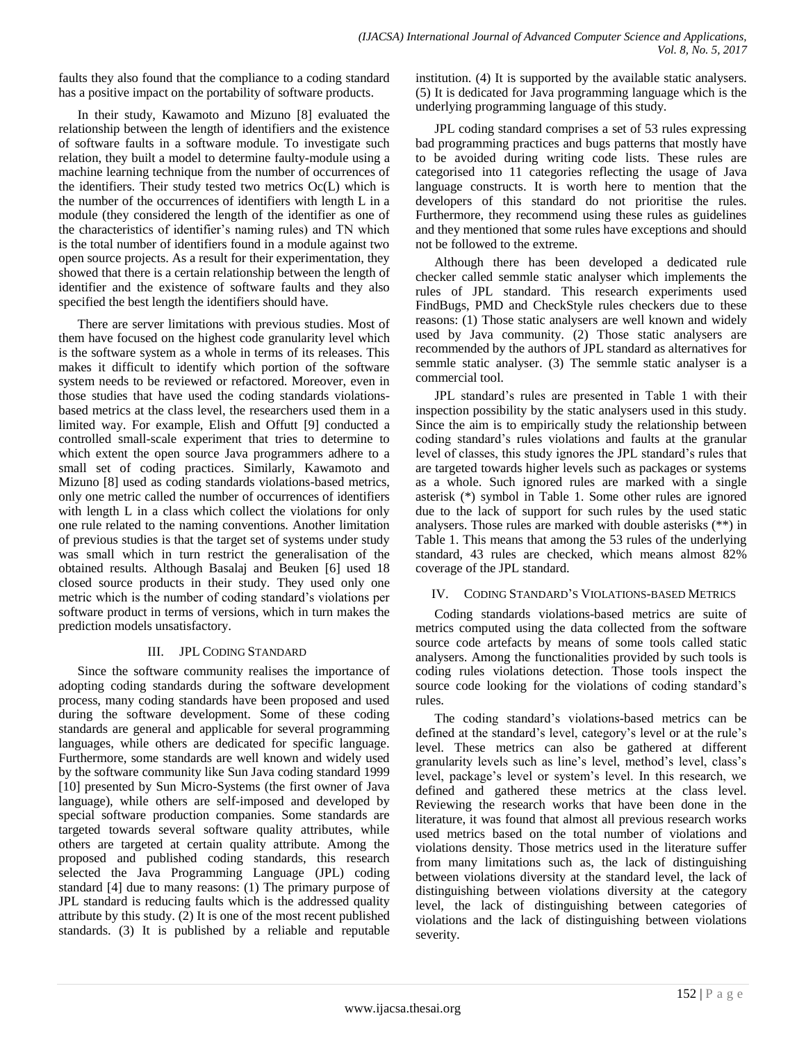faults they also found that the compliance to a coding standard has a positive impact on the portability of software products.

In their study, Kawamoto and Mizuno [8] evaluated the relationship between the length of identifiers and the existence of software faults in a software module. To investigate such relation, they built a model to determine faulty-module using a machine learning technique from the number of occurrences of the identifiers. Their study tested two metrics Oc(L) which is the number of the occurrences of identifiers with length L in a module (they considered the length of the identifier as one of the characteristics of identifier's naming rules) and TN which is the total number of identifiers found in a module against two open source projects. As a result for their experimentation, they showed that there is a certain relationship between the length of identifier and the existence of software faults and they also specified the best length the identifiers should have.

There are server limitations with previous studies. Most of them have focused on the highest code granularity level which is the software system as a whole in terms of its releases. This makes it difficult to identify which portion of the software system needs to be reviewed or refactored. Moreover, even in those studies that have used the coding standards violations-based metrics at the class level, the researchers used them in a limited way. For example, Elish and Offutt [9] conducted a controlled small-scale experiment that tries to determine to which extent the open source Java programmers adhere to a small set of coding practices. Similarly, Kawamoto and Mizuno [8] used as coding standards violations-based metrics, only one metric called the number of occurrences of identifiers with length L in a class which collect the violations for only one rule related to the naming conventions. Another limitation of previous studies is that the target set of systems under study was small which in turn restrict the generalisation of the obtained results. Although Basalaj and Beuken [6] used 18 closed source products in their study. They used only one metric which is the number of coding standard's violations per software product in terms of versions, which in turn makes the prediction models unsatisfactory.

## III. JPL Coding Standard

Since the software community realises the importance of adopting coding standards during the software development process, many coding standards have been proposed and used during the software development. Some of these coding standards are general and applicable for several programming languages, while others are dedicated for specific language. Furthermore, some standards are well known and widely used by the software community like Sun Java coding standard 1999 [10] presented by Sun Micro-Systems (the first owner of Java language), while others are self-imposed and developed by special software production companies. Some standards are targeted towards several software quality attributes, while others are targeted at certain quality attribute. Among the proposed and published coding standards, this research selected the Java Programming Language (JPL) coding standard [4] due to many reasons: (1) The primary purpose of JPL standard is reducing faults which is the addressed quality attribute by this study. (2) It is one of the most recent published standards. (3) It is published by a reliable and reputable institution. (4) It is supported by the available static analysers. (5) It is dedicated for Java programming language which is the underlying programming language of this study.

JPL coding standard comprises a set of 53 rules expressing bad programming practices and bugs patterns that mostly have to be avoided during writing code lists. These rules are categorised into 11 categories reflecting the usage of Java language constructs. It is worth here to mention that the developers of this standard do not prioritise the rules. Furthermore, they recommend using these rules as guidelines and they mentioned that some rules have exceptions and should not be followed to the extreme.

Although there has been developed a dedicated rule checker called semmle static analyser which implements the rules of JPL standard. This research experiments used FindBugs, PMD and CheckStyle rules checkers due to these reasons: (1) Those static analysers are well known and widely used by Java community. (2) Those static analysers are recommended by the authors of JPL standard as alternatives for semmle static analyser. (3) The semmle static analyser is a commercial tool.

JPL standard's rules are presented in Table 1 with their inspection possibility by the static analysers used in this study. Since the aim is to empirically study the relationship between coding standard's rules violations and faults at the granular level of classes, this study ignores the JPL standard's rules that are targeted towards higher levels such as packages or systems as a whole. Such ignored rules are marked with a single asterisk (*) symbol in Table 1. Some other rules are ignored due to the lack of support for such rules by the used static analysers. Those rules are marked with double asterisks (**) in Table 1. This means that among the 53 rules of the underlying standard, 43 rules are checked, which means almost 82% coverage of the JPL standard.

## IV. Coding Standard's Violations-based Metrics

Coding standards violations-based metrics are suite of metrics computed using the data collected from the software source code artefacts by means of some tools called static analysers. Among the functionalities provided by such tools is coding rules violations detection. Those tools inspect the source code looking for the violations of coding standard's rules.

The coding standard's violations-based metrics can be defined at the standard's level, category's level or at the rule's level. These metrics can also be gathered at different granularity levels such as line's level, method's level, class's level, package's level or system's level. In this research, we defined and gathered these metrics at the class level. Reviewing the research works that have been done in the literature, it was found that almost all previous research works used metrics based on the total number of violations and violations density. Those metrics used in the literature suffer from many limitations such as, the lack of distinguishing between violations diversity at the standard level, the lack of distinguishing between violations diversity at the category level, the lack of distinguishing between categories of violations and the lack of distinguishing between violations severity.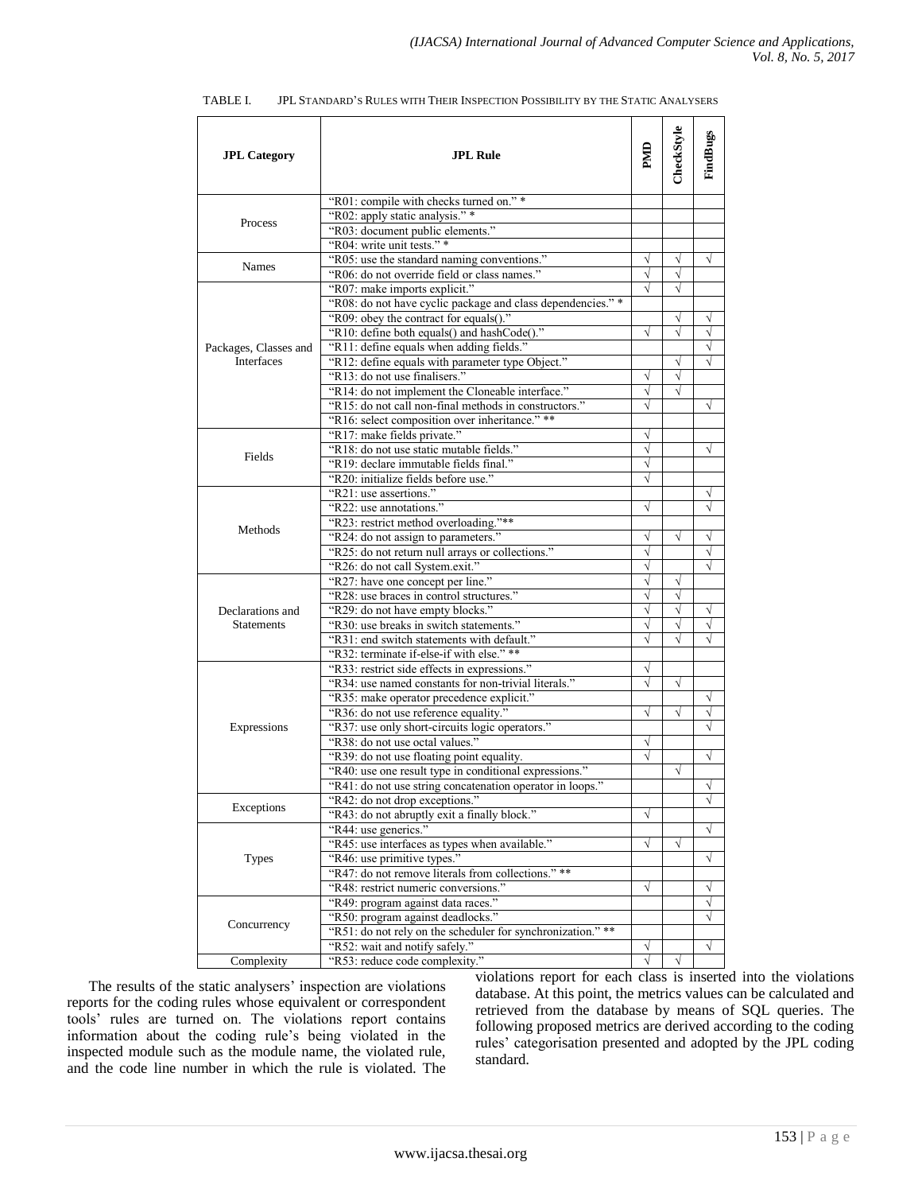TABLE I. JPL STANDARD'S RULES WITH THEIR INSPECTION POSSIBILITY BY THE STATIC ANALYSERS

| JPL Category | JPL Rule | PMD | CheckStyle | FindBugs |
|---|---|---|---|---|
| Process | "R01: compile with checks turned on." * | | | |
| | "R02: apply static analysis." * | | | |
| | "R03: document public elements." | | | |
| | "R04: write unit tests." * | | | |
| Names | "R05: use the standard naming conventions." | √ | √ | √ |
| | "R06: do not override field or class names." | √ | √ | |
| Packages, Classes and Interfaces | "R07: make imports explicit." | √ | √ | |
| | "R08: do not have cyclic package and class dependencies." * | | | |
| | "R09: obey the contract for equals()." | | √ | √ |
| | "R10: define both equals() and hashCode()." | √ | √ | √ |
| | "R11: define equals when adding fields." | | | √ |
| | "R12: define equals with parameter type Object." | | √ | √ |
| | "R13: do not use finalisers." | √ | √ | |
| | "R14: do not implement the Cloneable interface." | √ | √ | |
| | "R15: do not call non-final methods in constructors." | √ | | √ |
| | "R16: select composition over inheritance." ** | | | |
| Fields | "R17: make fields private." | √ | | |
| | "R18: do not use static mutable fields." | √ | | √ |
| | "R19: declare immutable fields final." | √ | | |
| | "R20: initialize fields before use." | √ | | |
| Methods | "R21: use assertions." | | | √ |
| | "R22: use annotations." | √ | | √ |
| | "R23: restrict method overloading."** | | | |
| | "R24: do not assign to parameters." | √ | √ | √ |
| | "R25: do not return null arrays or collections." | √ | | √ |
| | "R26: do not call System.exit." | √ | | √ |
| Declarations and Statements | "R27: have one concept per line." | √ | √ | |
| | "R28: use braces in control structures." | √ | √ | |
| | "R29: do not have empty blocks." | √ | √ | √ |
| | "R30: use breaks in switch statements." | √ | √ | √ |
| | "R31: end switch statements with default." | √ | √ | √ |
| | "R32: terminate if-else-if with else." ** | | | |
| Expressions | "R33: restrict side effects in expressions." | √ | | |
| | "R34: use named constants for non-trivial literals." | √ | √ | |
| | "R35: make operator precedence explicit." | | | √ |
| | "R36: do not use reference equality." | √ | √ | √ |
| | "R37: use only short-circuits logic operators." | | | √ |
| | "R38: do not use octal values." | √ | | |
| | "R39: do not use floating point equality. | √ | | √ |
| | "R40: use one result type in conditional expressions." | | √ | |
| | "R41: do not use string concatenation operator in loops." | | | √ |
| Exceptions | "R42: do not drop exceptions." | | | √ |
| | "R43: do not abruptly exit a finally block." | √ | | |
| Types | "R44: use generics." | | | √ |
| | "R45: use interfaces as types when available." | √ | √ | |
| | "R46: use primitive types." | | | √ |
| | "R47: do not remove literals from collections." ** | | | |
| | "R48: restrict numeric conversions." | √ | | √ |
| Concurrency | "R49: program against data races." | | | √ |
| | "R50: program against deadlocks." | | | √ |
| | "R51: do not rely on the scheduler for synchronization." ** | | | |
| | "R52: wait and notify safely." | √ | | √ |
| Complexity | "R53: reduce code complexity." | √ | √ | |

The results of the static analysers' inspection are violations reports for the coding rules whose equivalent or correspondent tools' rules are turned on. The violations report contains information about the coding rule's being violated in the inspected module such as the module name, the violated rule, and the code line number in which the rule is violated. The violations report for each class is inserted into the violations database. At this point, the metrics values can be calculated and retrieved from the database by means of SQL queries. The following proposed metrics are derived according to the coding rules' categorisation presented and adopted by the JPL coding standard.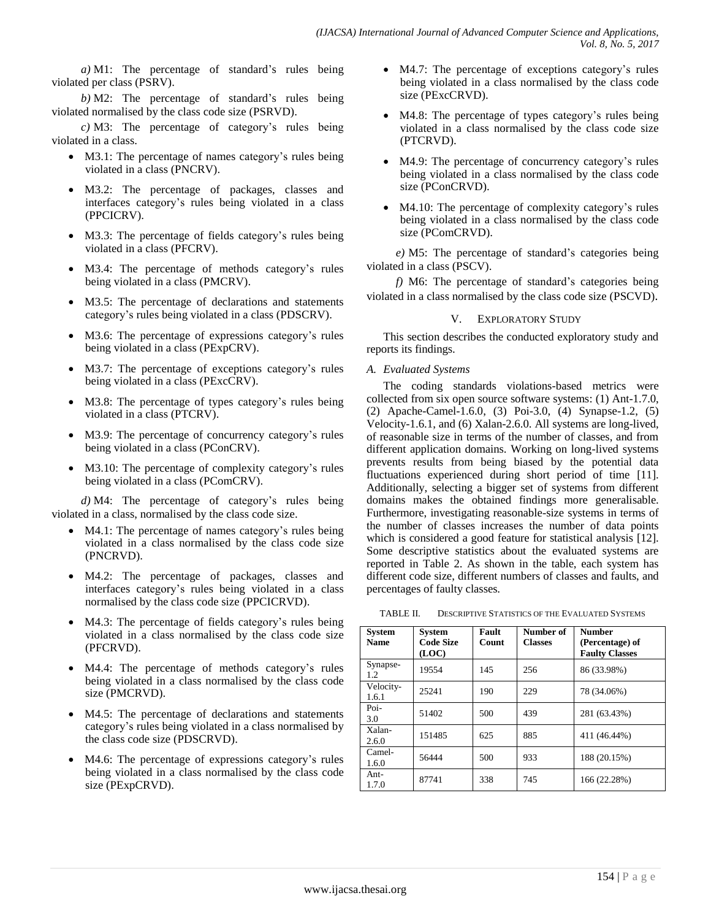*a)* M1: The percentage of standard's rules being violated per class (PSRV).

*b)* M2: The percentage of standard's rules being violated normalised by the class code size (PSRVD).

*c)* M3: The percentage of category's rules being violated in a class.

- M3.1: The percentage of names category's rules being violated in a class (PNCRV).
- M3.2: The percentage of packages, classes and interfaces category's rules being violated in a class (PPCICRV).
- M3.3: The percentage of fields category's rules being violated in a class (PFCRV).
- M3.4: The percentage of methods category's rules being violated in a class (PMCRV).
- M3.5: The percentage of declarations and statements category's rules being violated in a class (PDSCRV).
- M3.6: The percentage of expressions category's rules being violated in a class (PExpCRV).
- M3.7: The percentage of exceptions category's rules being violated in a class (PExcCRV).
- M3.8: The percentage of types category's rules being violated in a class (PTCRV).
- M3.9: The percentage of concurrency category's rules being violated in a class (PConCRV).
- M3.10: The percentage of complexity category's rules being violated in a class (PComCRV).

*d)* M4: The percentage of category's rules being violated in a class, normalised by the class code size.

- M4.1: The percentage of names category's rules being violated in a class normalised by the class code size (PNCRVD).
- M4.2: The percentage of packages, classes and interfaces category's rules being violated in a class normalised by the class code size (PPCICRVD).
- M4.3: The percentage of fields category's rules being violated in a class normalised by the class code size (PFCRVD).
- M4.4: The percentage of methods category's rules being violated in a class normalised by the class code size (PMCRVD).
- M4.5: The percentage of declarations and statements category's rules being violated in a class normalised by the class code size (PDSCRVD).
- M4.6: The percentage of expressions category's rules being violated in a class normalised by the class code size (PExpCRVD).
- M4.7: The percentage of exceptions category's rules being violated in a class normalised by the class code size (PExcCRVD).
- M4.8: The percentage of types category's rules being violated in a class normalised by the class code size (PTCRVD).
- M4.9: The percentage of concurrency category's rules being violated in a class normalised by the class code size (PConCRVD).
- M4.10: The percentage of complexity category's rules being violated in a class normalised by the class code size (PComCRVD).

*e)* M5: The percentage of standard's categories being violated in a class (PSCV).

*f)* M6: The percentage of standard's categories being violated in a class normalised by the class code size (PSCVD).

## V. Exploratory Study

This section describes the conducted exploratory study and reports its findings.

### *A. Evaluated Systems*

The coding standards violations-based metrics were collected from six open source software systems: (1) Ant-1.7.0, (2) Apache-Camel-1.6.0, (3) Poi-3.0, (4) Synapse-1.2, (5) Velocity-1.6.1, and (6) Xalan-2.6.0. All systems are long-lived, of reasonable size in terms of the number of classes, and from different application domains. Working on long-lived systems prevents results from being biased by the potential data fluctuations experienced during short period of time [11]. Additionally, selecting a bigger set of systems from different domains makes the obtained findings more generalisable. Furthermore, investigating reasonable-size systems in terms of the number of classes increases the number of data points which is considered a good feature for statistical analysis [12]. Some descriptive statistics about the evaluated systems are reported in Table 2. As shown in the table, each system has different code size, different numbers of classes and faults, and percentages of faulty classes.

TABLE II. Descriptive Statistics of the Evaluated Systems

| System Name | System Code Size (LOC) | Fault Count | Number of Classes | Number (Percentage) of Faulty Classes |
|---|---|---|---|---|
| Synapse-1.2 | 19554 | 145 | 256 | 86 (33.98%) |
| Velocity-1.6.1 | 25241 | 190 | 229 | 78 (34.06%) |
| Poi-3.0 | 51402 | 500 | 439 | 281 (63.43%) |
| Xalan-2.6.0 | 151485 | 625 | 885 | 411 (46.44%) |
| Camel-1.6.0 | 56444 | 500 | 933 | 188 (20.15%) |
| Ant-1.7.0 | 87741 | 338 | 745 | 166 (22.28%) |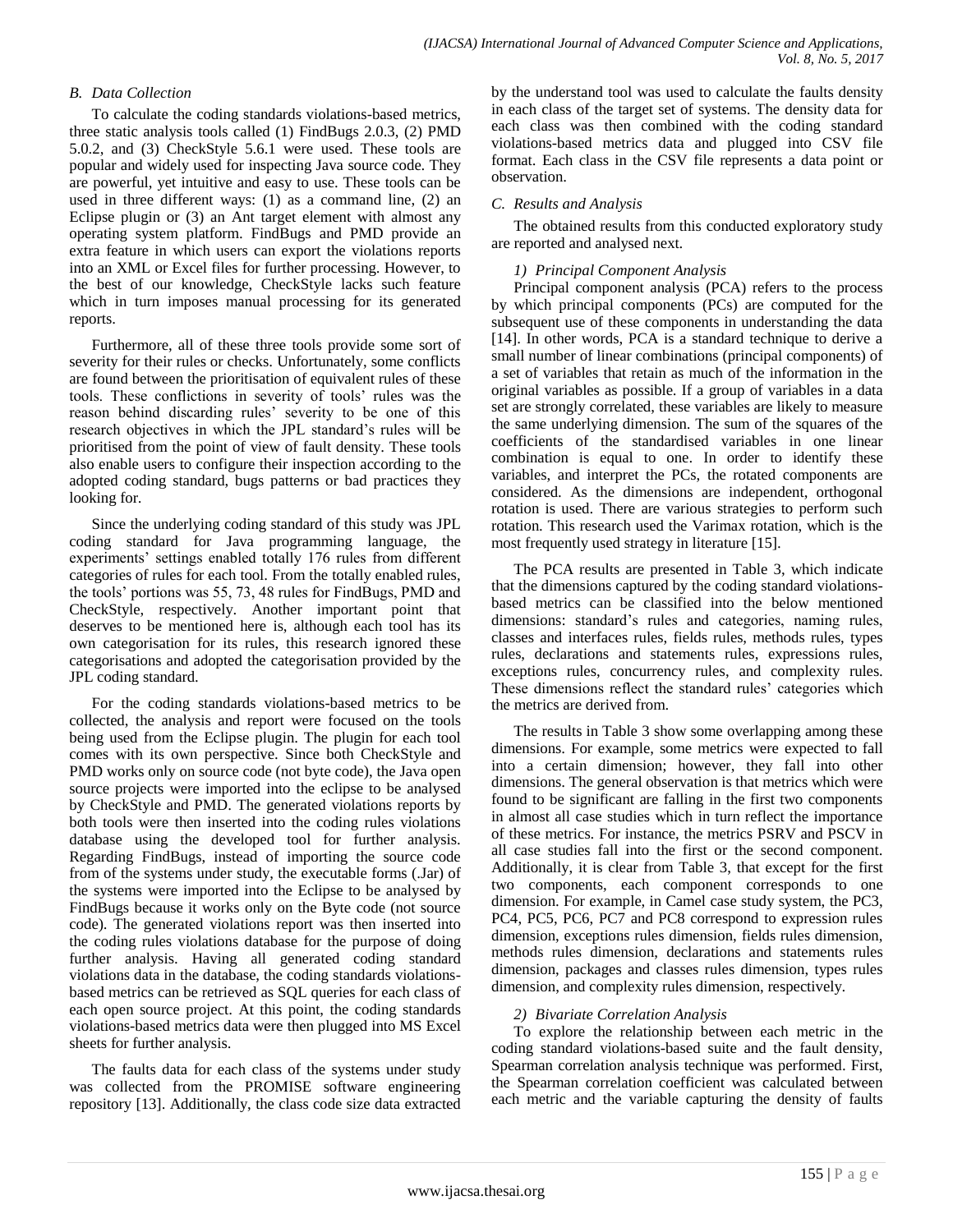### B. Data Collection

To calculate the coding standards violations-based metrics, three static analysis tools called (1) FindBugs 2.0.3, (2) PMD 5.0.2, and (3) CheckStyle 5.6.1 were used. These tools are popular and widely used for inspecting Java source code. They are powerful, yet intuitive and easy to use. These tools can be used in three different ways: (1) as a command line, (2) an Eclipse plugin or (3) an Ant target element with almost any operating system platform. FindBugs and PMD provide an extra feature in which users can export the violations reports into an XML or Excel files for further processing. However, to the best of our knowledge, CheckStyle lacks such feature which in turn imposes manual processing for its generated reports.

Furthermore, all of these three tools provide some sort of severity for their rules or checks. Unfortunately, some conflicts are found between the prioritisation of equivalent rules of these tools. These conflictions in severity of tools' rules was the reason behind discarding rules' severity to be one of this research objectives in which the JPL standard's rules will be prioritised from the point of view of fault density. These tools also enable users to configure their inspection according to the adopted coding standard, bugs patterns or bad practices they looking for.

Since the underlying coding standard of this study was JPL coding standard for Java programming language, the experiments' settings enabled totally 176 rules from different categories of rules for each tool. From the totally enabled rules, the tools' portions was 55, 73, 48 rules for FindBugs, PMD and CheckStyle, respectively. Another important point that deserves to be mentioned here is, although each tool has its own categorisation for its rules, this research ignored these categorisations and adopted the categorisation provided by the JPL coding standard.

For the coding standards violations-based metrics to be collected, the analysis and report were focused on the tools being used from the Eclipse plugin. The plugin for each tool comes with its own perspective. Since both CheckStyle and PMD works only on source code (not byte code), the Java open source projects were imported into the eclipse to be analysed by CheckStyle and PMD. The generated violations reports by both tools were then inserted into the coding rules violations database using the developed tool for further analysis. Regarding FindBugs, instead of importing the source code from of the systems under study, the executable forms (.Jar) of the systems were imported into the Eclipse to be analysed by FindBugs because it works only on the Byte code (not source code). The generated violations report was then inserted into the coding rules violations database for the purpose of doing further analysis. Having all generated coding standard violations data in the database, the coding standards violations-based metrics can be retrieved as SQL queries for each class of each open source project. At this point, the coding standards violations-based metrics data were then plugged into MS Excel sheets for further analysis.

The faults data for each class of the systems under study was collected from the PROMISE software engineering repository [13]. Additionally, the class code size data extracted by the understand tool was used to calculate the faults density in each class of the target set of systems. The density data for each class was then combined with the coding standard violations-based metrics data and plugged into CSV file format. Each class in the CSV file represents a data point or observation.

### C. Results and Analysis

The obtained results from this conducted exploratory study are reported and analysed next.

#### 1) Principal Component Analysis

Principal component analysis (PCA) refers to the process by which principal components (PCs) are computed for the subsequent use of these components in understanding the data [14]. In other words, PCA is a standard technique to derive a small number of linear combinations (principal components) of a set of variables that retain as much of the information in the original variables as possible. If a group of variables in a data set are strongly correlated, these variables are likely to measure the same underlying dimension. The sum of the squares of the coefficients of the standardised variables in one linear combination is equal to one. In order to identify these variables, and interpret the PCs, the rotated components are considered. As the dimensions are independent, orthogonal rotation is used. There are various strategies to perform such rotation. This research used the Varimax rotation, which is the most frequently used strategy in literature [15].

The PCA results are presented in Table 3, which indicate that the dimensions captured by the coding standard violations-based metrics can be classified into the below mentioned dimensions: standard's rules and categories, naming rules, classes and interfaces rules, fields rules, methods rules, types rules, declarations and statements rules, expressions rules, exceptions rules, concurrency rules, and complexity rules. These dimensions reflect the standard rules' categories which the metrics are derived from.

The results in Table 3 show some overlapping among these dimensions. For example, some metrics were expected to fall into a certain dimension; however, they fall into other dimensions. The general observation is that metrics which were found to be significant are falling in the first two components in almost all case studies which in turn reflect the importance of these metrics. For instance, the metrics PSRV and PSCV in all case studies fall into the first or the second component. Additionally, it is clear from Table 3, that except for the first two components, each component corresponds to one dimension. For example, in Camel case study system, the PC3, PC4, PC5, PC6, PC7 and PC8 correspond to expression rules dimension, exceptions rules dimension, fields rules dimension, methods rules dimension, declarations and statements rules dimension, packages and classes rules dimension, types rules dimension, and complexity rules dimension, respectively.

#### 2) Bivariate Correlation Analysis

To explore the relationship between each metric in the coding standard violations-based suite and the fault density, Spearman correlation analysis technique was performed. First, the Spearman correlation coefficient was calculated between each metric and the variable capturing the density of faults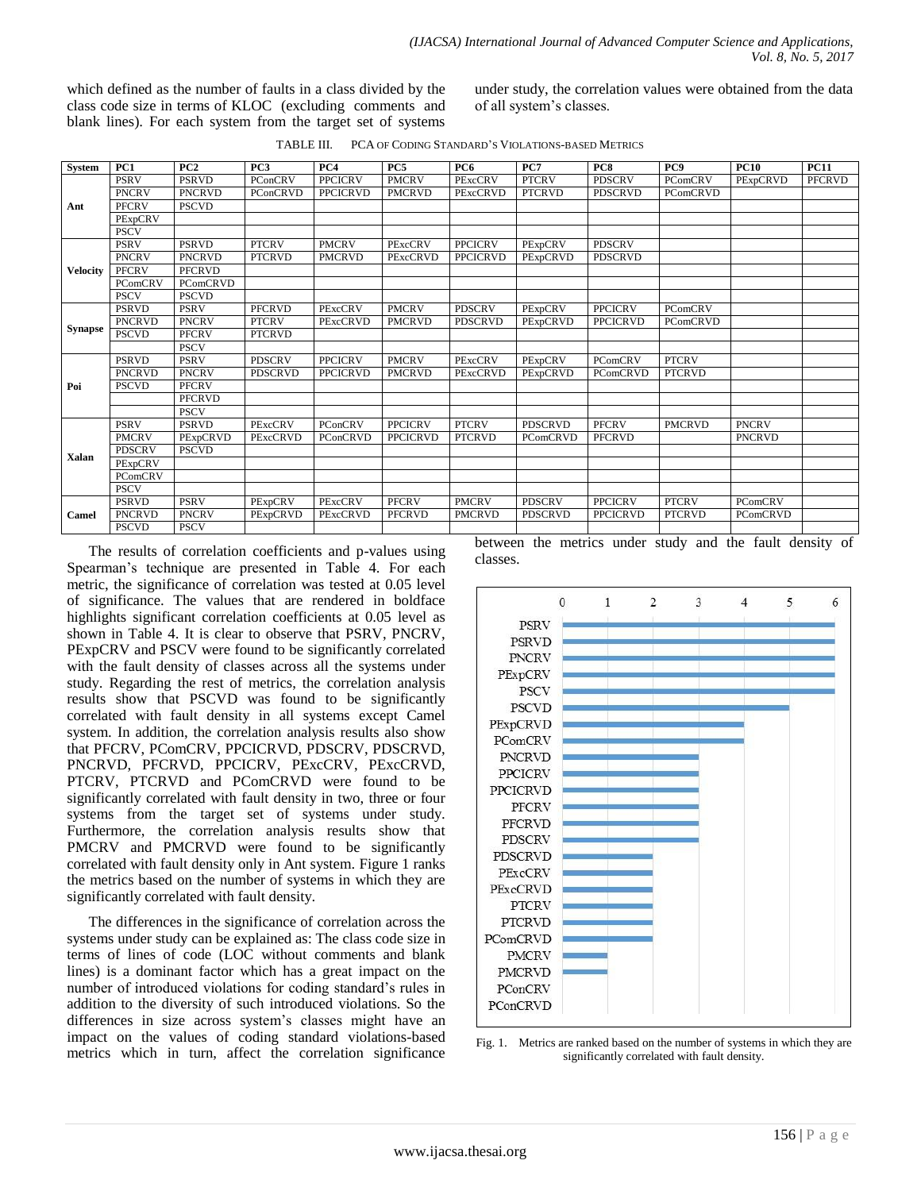which defined as the number of faults in a class divided by the class code size in terms of KLOC (excluding comments and blank lines). For each system from the target set of systems under study, the correlation values were obtained from the data of all system's classes.

TABLE III. PCA OF CODING STANDARD'S VIOLATIONS-BASED METRICS

| System | PC1 | PC2 | PC3 | PC4 | PC5 | PC6 | PC7 | PC8 | PC9 | PC10 | PC11 |
|---|---|---|---|---|---|---|---|---|---|---|---|
| Ant | PSRV | PSRVD | PConCRV | PPCICRV | PMCRV | PExcCRV | PTCRV | PDSCRV | PComCRV | PExpCRVD | PFCRVD |
| | PNCRV | PNCRVD | PConCRVD | PPCICRVD | PMCRVD | PExcCRVD | PTCRVD | PDSCRVD | PComCRVD | | |
| | PFCRV | PSCVD | | | | | | | | | |
| | PExpCRV | | | | | | | | | | |
| | PSCV | | | | | | | | | | |
| Velocity | PSRV | PSRVD | PTCRV | PMCRV | PExcCRV | PPCICRV | PExpCRV | PDSCRV | | | |
| | PNCRV | PNCRVD | PTCRVD | PMCRVD | PExcCRVD | PPCICRVD | PExpCRVD | PDSCRVD | | | |
| | PFCRV | PFCRVD | | | | | | | | | |
| | PComCRV | PComCRVD | | | | | | | | | |
| | PSCV | PSCVD | | | | | | | | | |
| Synapse | PSRVD | PSRV | PFCRVD | PExcCRV | PMCRV | PDSCRV | PExpCRV | PPCICRV | PComCRV | | |
| | PNCRVD | PNCRV | PTCRV | PExcCRVD | PMCRVD | PDSCRVD | PExpCRVD | PPCICRVD | PComCRVD | | |
| | PSCVD | PFCRV | PTCRVD | | | | | | | | |
| | | PSCV | | | | | | | | | |
| Poi | PSRVD | PSRV | PDSCRV | PPCICRV | PMCRV | PExcCRV | PExpCRV | PComCRV | PTCRV | | |
| | PNCRVD | PNCRV | PDSCRVD | PPCICRVD | PMCRVD | PExcCRVD | PExpCRVD | PComCRVD | PTCRVD | | |
| | PSCVD | PFCRV | | | | | | | | | |
| | | PFCRVD | | | | | | | | | |
| | | PSCV | | | | | | | | | |
| Xalan | PSRV | PSRVD | PExcCRV | PConCRV | PPCICRV | PTCRV | PDSCRVD | PFCRV | PMCRVD | PNCRV | |
| | PMCRV | PExpCRVD | PExcCRVD | PConCRVD | PPCICRVD | PTCRVD | PComCRVD | PFCRVD | | PNCRVD | |
| | PDSCRV | PSCVD | | | | | | | | | |
| | PExpCRV | | | | | | | | | | |
| | PComCRV | | | | | | | | | | |
| | PSCV | | | | | | | | | | |
| Camel | PSRVD | PSRV | PExpCRV | PExcCRV | PFCRV | PMCRV | PDSCRV | PPCICRV | PTCRV | PComCRV | |
| | PNCRVD | PNCRV | PExpCRVD | PExcCRVD | PFCRVD | PMCRVD | PDSCRVD | PPCICRVD | PTCRVD | PComCRVD | |
| | PSCVD | PSCV | | | | | | | | | |

The results of correlation coefficients and p-values using Spearman's technique are presented in Table 4. For each metric, the significance of correlation was tested at 0.05 level of significance. The values that are rendered in boldface highlights significant correlation coefficients at 0.05 level as shown in Table 4. It is clear to observe that PSRV, PNCRV, PExpCRV and PSCV were found to be significantly correlated with the fault density of classes across all the systems under study. Regarding the rest of metrics, the correlation analysis results show that PSCVD was found to be significantly correlated with fault density in all systems except Camel system. In addition, the correlation analysis results also show that PFCRV, PComCRV, PPCICRVD, PDSCRV, PDSCRVD, PNCRVD, PFCRVD, PPCICRV, PExcCRV, PExcCRVD, PTCRV, PTCRVD and PComCRVD were found to be significantly correlated with fault density in two, three or four systems from the target set of systems under study. Furthermore, the correlation analysis results show that PMCRV and PMCRVD were found to be significantly correlated with fault density only in Ant system. Figure 1 ranks the metrics based on the number of systems in which they are significantly correlated with fault density.

The differences in the significance of correlation across the systems under study can be explained as: The class code size in terms of lines of code (LOC without comments and blank lines) is a dominant factor which has a great impact on the number of introduced violations for coding standard's rules in addition to the diversity of such introduced violations. So the differences in size across system's classes might have an impact on the values of coding standard violations-based metrics which in turn, affect the correlation significance between the metrics under study and the fault density of classes.

Fig. 1. Metrics are ranked based on the number of systems in which they are significantly correlated with fault density.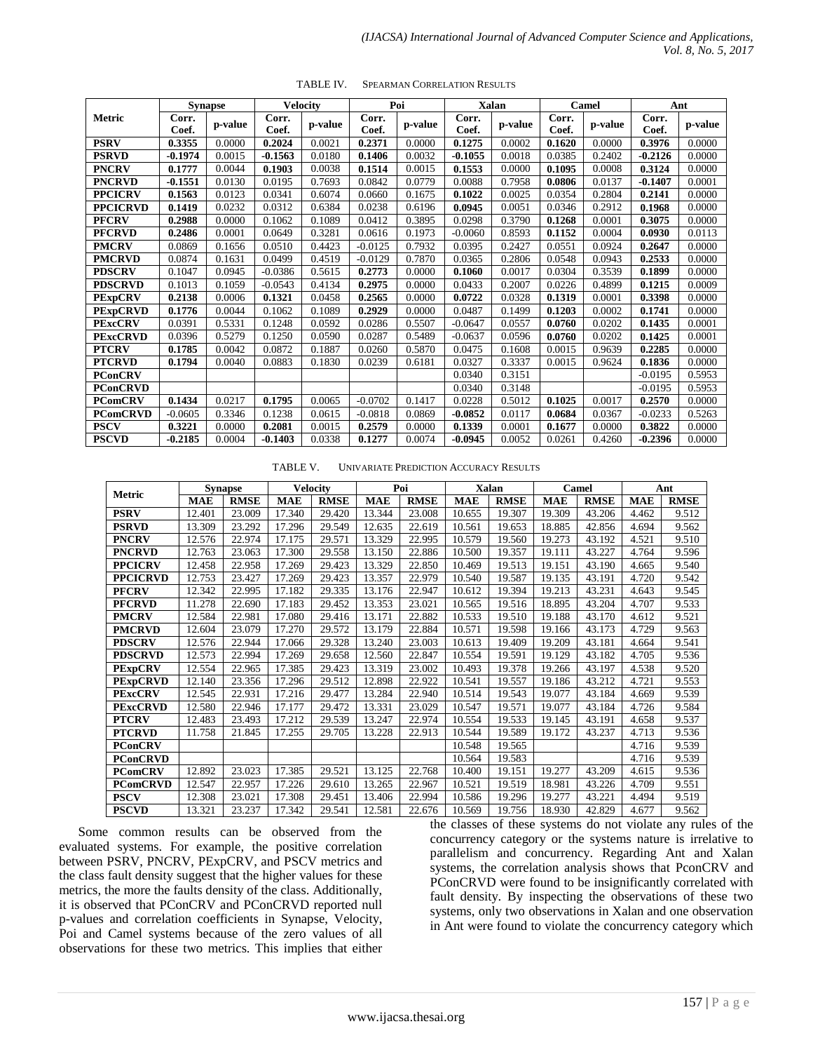TABLE IV. SPEARMAN CORRELATION RESULTS

| Metric | Synapse | | Velocity | | Poi | | Xalan | | Camel | | Ant | |
|---|---|---|---|---|---|---|---|---|---|---|---|---|
| | Corr. Coef. | p-value | Corr. Coef. | p-value | Corr. Coef. | p-value | Corr. Coef. | p-value | Corr. Coef. | p-value | Corr. Coef. | p-value |
| **PSRV** | **0.3355** | 0.0000 | **0.2024** | 0.0021 | **0.2371** | 0.0000 | **0.1275** | 0.0002 | **0.1620** | 0.0000 | **0.3976** | 0.0000 |
| **PSRVD** | **-0.1974** | 0.0015 | **-0.1563** | 0.0180 | **0.1406** | 0.0032 | **-0.1055** | 0.0018 | 0.0385 | 0.2402 | **-0.2126** | 0.0000 |
| **PNCRV** | **0.1777** | 0.0044 | **0.1903** | 0.0038 | **0.1514** | 0.0015 | **0.1553** | 0.0000 | **0.1095** | 0.0008 | **0.3124** | 0.0000 |
| **PNCRVD** | **-0.1551** | 0.0130 | 0.0195 | 0.7693 | 0.0842 | 0.0779 | 0.0088 | 0.7958 | **0.0806** | 0.0137 | **-0.1407** | 0.0001 |
| **PPCICRV** | **0.1563** | 0.0123 | 0.0341 | 0.6074 | 0.0660 | 0.1675 | **0.1022** | 0.0025 | 0.0354 | 0.2804 | **0.2141** | 0.0000 |
| **PPCICRVD** | **0.1419** | 0.0232 | 0.0312 | 0.6384 | 0.0238 | 0.6196 | **0.0945** | 0.0051 | 0.0346 | 0.2912 | **0.1968** | 0.0000 |
| **PFCRV** | **0.2988** | 0.0000 | 0.1062 | 0.1089 | 0.0412 | 0.3895 | 0.0298 | 0.3790 | **0.1268** | 0.0001 | **0.3075** | 0.0000 |
| **PFCRVD** | **0.2486** | 0.0001 | 0.0649 | 0.3281 | 0.0616 | 0.1973 | -0.0060 | 0.8593 | **0.1152** | 0.0004 | **0.0930** | 0.0113 |
| **PMCRV** | 0.0869 | 0.1656 | 0.0510 | 0.4423 | -0.0125 | 0.7932 | 0.0395 | 0.2427 | 0.0551 | 0.0924 | **0.2647** | 0.0000 |
| **PMCRVD** | 0.0874 | 0.1631 | 0.0499 | 0.4519 | -0.0129 | 0.7870 | 0.0365 | 0.2806 | 0.0548 | 0.0943 | **0.2533** | 0.0000 |
| **PDSCRV** | 0.1047 | 0.0945 | -0.0386 | 0.5615 | **0.2773** | 0.0000 | **0.1060** | 0.0017 | 0.0304 | 0.3539 | **0.1899** | 0.0000 |
| **PDSCRVD** | 0.1013 | 0.1059 | -0.0543 | 0.4134 | **0.2975** | 0.0000 | 0.0433 | 0.2007 | 0.0226 | 0.4899 | **0.1215** | 0.0009 |
| **PExpCRV** | **0.2138** | 0.0006 | **0.1321** | 0.0458 | **0.2565** | 0.0000 | **0.0722** | 0.0328 | **0.1319** | 0.0001 | **0.3398** | 0.0000 |
| **PExpCRVD** | **0.1776** | 0.0044 | 0.1062 | 0.1089 | **0.2929** | 0.0000 | 0.0487 | 0.1499 | **0.1203** | 0.0002 | **0.1741** | 0.0000 |
| **PExcCRV** | 0.0391 | 0.5331 | 0.1248 | 0.0592 | 0.0286 | 0.5507 | -0.0647 | 0.0557 | **0.0760** | 0.0202 | **0.1435** | 0.0001 |
| **PExcCRVD** | 0.0396 | 0.5279 | 0.1250 | 0.0590 | 0.0287 | 0.5489 | -0.0637 | 0.0596 | **0.0760** | 0.0202 | **0.1425** | 0.0001 |
| **PTCRV** | **0.1785** | 0.0042 | 0.0872 | 0.1887 | 0.0260 | 0.5870 | 0.0475 | 0.1608 | 0.0015 | 0.9639 | **0.2285** | 0.0000 |
| **PTCRVD** | **0.1794** | 0.0040 | 0.0883 | 0.1830 | 0.0239 | 0.6181 | 0.0327 | 0.3337 | 0.0015 | 0.9624 | **0.1836** | 0.0000 |
| **PConCRV** | | | | | | | 0.0340 | 0.3151 | | | -0.0195 | 0.5953 |
| **PConCRVD** | | | | | | | 0.0340 | 0.3148 | | | -0.0195 | 0.5953 |
| **PComCRV** | **0.1434** | 0.0217 | **0.1795** | 0.0065 | -0.0702 | 0.1417 | 0.0228 | 0.5012 | **0.1025** | 0.0017 | **0.2570** | 0.0000 |
| **PComCRVD** | -0.0605 | 0.3346 | 0.1238 | 0.0615 | -0.0818 | 0.0869 | **-0.0852** | 0.0117 | **0.0684** | 0.0367 | -0.0233 | 0.5263 |
| **PSCV** | **0.3221** | 0.0000 | **0.2081** | 0.0015 | **0.2579** | 0.0000 | **0.1339** | 0.0001 | **0.1677** | 0.0000 | **0.3822** | 0.0000 |
| **PSCVD** | **-0.2185** | 0.0004 | **-0.1403** | 0.0338 | **0.1277** | 0.0074 | **-0.0945** | 0.0052 | 0.0261 | 0.4260 | **-0.2396** | 0.0000 |

TABLE V. UNIVARIATE PREDICTION ACCURACY RESULTS

| Metric | Synapse | | Velocity | | Poi | | Xalan | | Camel | | Ant | |
|---|---|---|---|---|---|---|---|---|---|---|---|---|
| | MAE | RMSE | MAE | RMSE | MAE | RMSE | MAE | RMSE | MAE | RMSE | MAE | RMSE |
| **PSRV** | 12.401 | 23.009 | 17.340 | 29.420 | 13.344 | 23.008 | 10.655 | 19.307 | 19.309 | 43.206 | 4.462 | 9.512 |
| **PSRVD** | 13.309 | 23.292 | 17.296 | 29.549 | 12.635 | 22.619 | 10.561 | 19.653 | 18.885 | 42.856 | 4.694 | 9.562 |
| **PNCRV** | 12.576 | 22.974 | 17.175 | 29.571 | 13.329 | 22.995 | 10.579 | 19.560 | 19.273 | 43.192 | 4.521 | 9.510 |
| **PNCRVD** | 12.763 | 23.063 | 17.300 | 29.558 | 13.150 | 22.886 | 10.500 | 19.357 | 19.111 | 43.227 | 4.764 | 9.596 |
| **PPCICRV** | 12.458 | 22.958 | 17.269 | 29.423 | 13.329 | 22.850 | 10.469 | 19.513 | 19.151 | 43.190 | 4.665 | 9.540 |
| **PPCICRVD** | 12.753 | 23.427 | 17.269 | 29.423 | 13.357 | 22.979 | 10.540 | 19.587 | 19.135 | 43.191 | 4.720 | 9.542 |
| **PFCRV** | 12.342 | 22.995 | 17.182 | 29.335 | 13.176 | 22.947 | 10.612 | 19.394 | 19.213 | 43.231 | 4.643 | 9.545 |
| **PFCRVD** | 11.278 | 22.690 | 17.183 | 29.452 | 13.353 | 23.021 | 10.565 | 19.516 | 18.895 | 43.204 | 4.707 | 9.533 |
| **PMCRV** | 12.584 | 22.981 | 17.080 | 29.416 | 13.171 | 22.882 | 10.533 | 19.510 | 19.188 | 43.170 | 4.612 | 9.521 |
| **PMCRVD** | 12.604 | 23.079 | 17.270 | 29.572 | 13.179 | 22.884 | 10.571 | 19.598 | 19.166 | 43.173 | 4.729 | 9.563 |
| **PDSCRV** | 12.576 | 22.944 | 17.066 | 29.328 | 13.240 | 23.003 | 10.613 | 19.409 | 19.209 | 43.181 | 4.664 | 9.541 |
| **PDSCRVD** | 12.573 | 22.994 | 17.269 | 29.658 | 12.560 | 22.847 | 10.554 | 19.591 | 19.129 | 43.182 | 4.705 | 9.536 |
| **PExpCRV** | 12.554 | 22.965 | 17.385 | 29.423 | 13.319 | 23.002 | 10.493 | 19.378 | 19.266 | 43.197 | 4.538 | 9.520 |
| **PExpCRVD** | 12.140 | 23.356 | 17.296 | 29.512 | 12.898 | 22.922 | 10.541 | 19.557 | 19.186 | 43.212 | 4.721 | 9.553 |
| **PExcCRV** | 12.545 | 22.931 | 17.216 | 29.477 | 13.284 | 22.940 | 10.514 | 19.543 | 19.077 | 43.184 | 4.669 | 9.539 |
| **PExcCRVD** | 12.580 | 22.946 | 17.177 | 29.472 | 13.331 | 23.029 | 10.547 | 19.571 | 19.077 | 43.184 | 4.726 | 9.584 |
| **PTCRV** | 12.483 | 23.493 | 17.212 | 29.539 | 13.247 | 22.974 | 10.554 | 19.533 | 19.145 | 43.191 | 4.658 | 9.537 |
| **PTCRVD** | 11.758 | 21.845 | 17.255 | 29.705 | 13.228 | 22.913 | 10.544 | 19.589 | 19.172 | 43.237 | 4.713 | 9.536 |
| **PConCRV** | | | | | | | 10.548 | 19.565 | | | 4.716 | 9.539 |
| **PConCRVD** | | | | | | | 10.564 | 19.583 | | | 4.716 | 9.539 |
| **PComCRV** | 12.892 | 23.023 | 17.385 | 29.521 | 13.125 | 22.768 | 10.400 | 19.151 | 19.277 | 43.209 | 4.615 | 9.536 |
| **PComCRVD** | 12.547 | 22.957 | 17.226 | 29.610 | 13.265 | 22.967 | 10.521 | 19.519 | 18.981 | 43.226 | 4.709 | 9.551 |
| **PSCV** | 12.308 | 23.021 | 17.308 | 29.451 | 13.406 | 22.994 | 10.586 | 19.296 | 19.277 | 43.221 | 4.494 | 9.519 |
| **PSCVD** | 13.321 | 23.237 | 17.342 | 29.541 | 12.581 | 22.676 | 10.569 | 19.756 | 18.930 | 42.829 | 4.677 | 9.562 |

Some common results can be observed from the evaluated systems. For example, the positive correlation between PSRV, PNCRV, PExpCRV, and PSCV metrics and the class fault density suggest that the higher values for these metrics, the more the faults density of the class. Additionally, it is observed that PConCRV and PConCRVD reported null p-values and correlation coefficients in Synapse, Velocity, Poi and Camel systems because of the zero values of all observations for these two metrics. This implies that either the classes of these systems do not violate any rules of the concurrency category or the systems nature is irrelative to parallelism and concurrency. Regarding Ant and Xalan systems, the correlation analysis shows that PconCRV and PConCRVD were found to be insignificantly correlated with fault density. By inspecting the observations of these two systems, only two observations in Xalan and one observation in Ant were found to violate the concurrency category which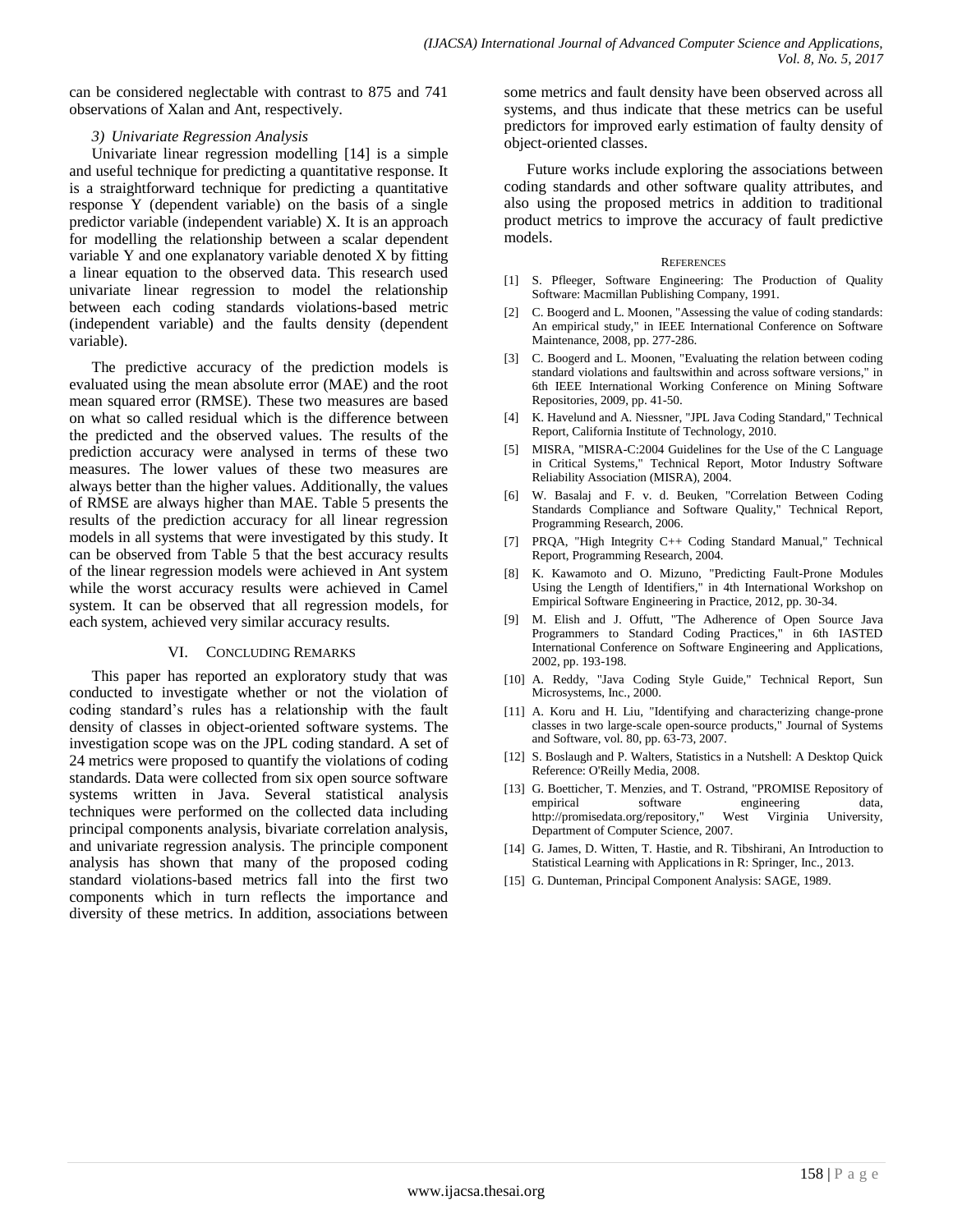can be considered neglectable with contrast to 875 and 741 observations of Xalan and Ant, respectively.

*3) Univariate Regression Analysis*

Univariate linear regression modelling [14] is a simple and useful technique for predicting a quantitative response. It is a straightforward technique for predicting a quantitative response Y (dependent variable) on the basis of a single predictor variable (independent variable) X. It is an approach for modelling the relationship between a scalar dependent variable Y and one explanatory variable denoted X by fitting a linear equation to the observed data. This research used univariate linear regression to model the relationship between each coding standards violations-based metric (independent variable) and the faults density (dependent variable).

The predictive accuracy of the prediction models is evaluated using the mean absolute error (MAE) and the root mean squared error (RMSE). These two measures are based on what so called residual which is the difference between the predicted and the observed values. The results of the prediction accuracy were analysed in terms of these two measures. The lower values of these two measures are always better than the higher values. Additionally, the values of RMSE are always higher than MAE. Table 5 presents the results of the prediction accuracy for all linear regression models in all systems that were investigated by this study. It can be observed from Table 5 that the best accuracy results of the linear regression models were achieved in Ant system while the worst accuracy results were achieved in Camel system. It can be observed that all regression models, for each system, achieved very similar accuracy results.

## VI. Concluding Remarks

This paper has reported an exploratory study that was conducted to investigate whether or not the violation of coding standard's rules has a relationship with the fault density of classes in object-oriented software systems. The investigation scope was on the JPL coding standard. A set of 24 metrics were proposed to quantify the violations of coding standards. Data were collected from six open source software systems written in Java. Several statistical analysis techniques were performed on the collected data including principal components analysis, bivariate correlation analysis, and univariate regression analysis. The principle component analysis has shown that many of the proposed coding standard violations-based metrics fall into the first two components which in turn reflects the importance and diversity of these metrics. In addition, associations between some metrics and fault density have been observed across all systems, and thus indicate that these metrics can be useful predictors for improved early estimation of faulty density of object-oriented classes.

Future works include exploring the associations between coding standards and other software quality attributes, and also using the proposed metrics in addition to traditional product metrics to improve the accuracy of fault predictive models.

## References

[1] S. Pfleeger, Software Engineering: The Production of Quality Software: Macmillan Publishing Company, 1991.

[2] C. Boogerd and L. Moonen, "Assessing the value of coding standards: An empirical study," in IEEE International Conference on Software Maintenance, 2008, pp. 277-286.

[3] C. Boogerd and L. Moonen, "Evaluating the relation between coding standard violations and faultswithin and across software versions," in 6th IEEE International Working Conference on Mining Software Repositories, 2009, pp. 41-50.

[4] K. Havelund and A. Niessner, "JPL Java Coding Standard," Technical Report, California Institute of Technology, 2010.

[5] MISRA, "MISRA-C:2004 Guidelines for the Use of the C Language in Critical Systems," Technical Report, Motor Industry Software Reliability Association (MISRA), 2004.

[6] W. Basalaj and F. v. d. Beuken, "Correlation Between Coding Standards Compliance and Software Quality," Technical Report, Programming Research, 2006.

[7] PRQA, "High Integrity C++ Coding Standard Manual," Technical Report, Programming Research, 2004.

[8] K. Kawamoto and O. Mizuno, "Predicting Fault-Prone Modules Using the Length of Identifiers," in 4th International Workshop on Empirical Software Engineering in Practice, 2012, pp. 30-34.

[9] M. Elish and J. Offutt, "The Adherence of Open Source Java Programmers to Standard Coding Practices," in 6th IASTED International Conference on Software Engineering and Applications, 2002, pp. 193-198.

[10] A. Reddy, "Java Coding Style Guide," Technical Report, Sun Microsystems, Inc., 2000.

[11] A. Koru and H. Liu, "Identifying and characterizing change-prone classes in two large-scale open-source products," Journal of Systems and Software, vol. 80, pp. 63-73, 2007.

[12] S. Boslaugh and P. Walters, Statistics in a Nutshell: A Desktop Quick Reference: O'Reilly Media, 2008.

[13] G. Boetticher, T. Menzies, and T. Ostrand, "PROMISE Repository of empirical software engineering data, http://promisedata.org/repository," West Virginia University, Department of Computer Science, 2007.

[14] G. James, D. Witten, T. Hastie, and R. Tibshirani, An Introduction to Statistical Learning with Applications in R: Springer, Inc., 2013.

[15] G. Dunteman, Principal Component Analysis: SAGE, 1989.